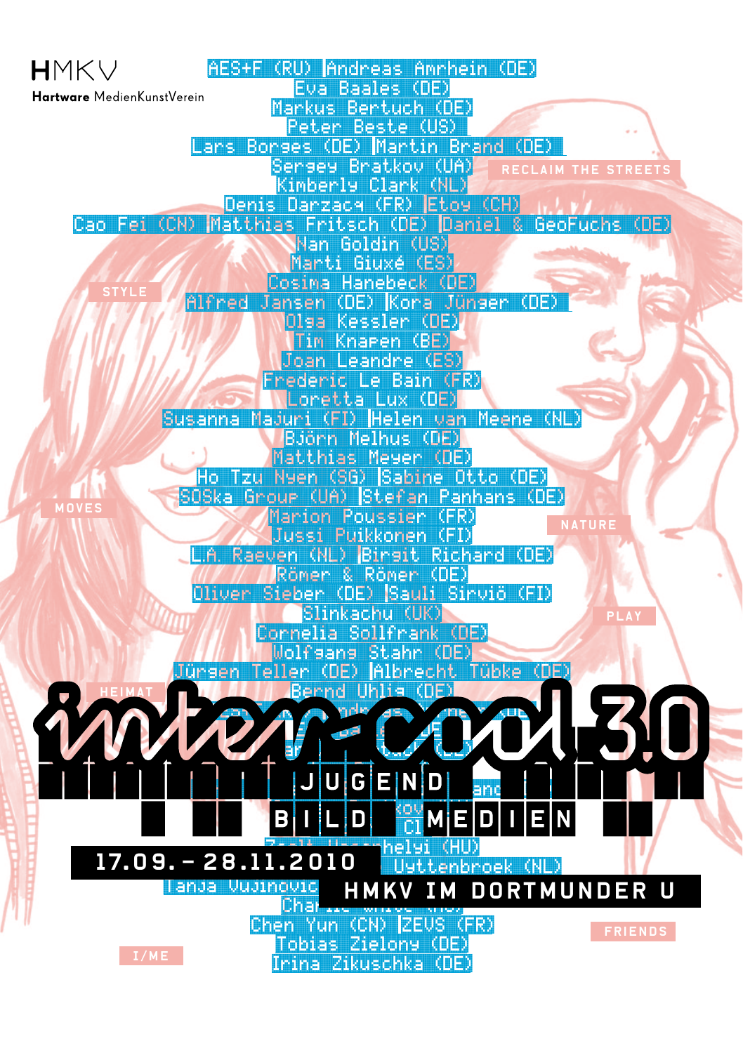**HMKV**
**Hartware** MedienKunstVerein

AES+F (RU) | Andreas Amrhein (DE)
Eva Baales (DE)
Markus Bertuch (DE)
Peter Beste (US)
Lars Borges (DE) | Martin Brand (DE)
Sergey Bratkov (UA)
Kimberly Clark (NL)
Denis Darzacq (FR) | Etoy (CH)
Cao Fei (CN) | Matthias Fritsch (DE) | Daniel & GeoFuchs (DE)
Nan Goldin (US)
Marti Giuxé (ES)
Cosima Hanebeck (DE)
Alfred Jansen (DE) | Kora Jünger (DE)
Olga Kessler (DE)
Tim Knapen (BE)
Joan Leandre (ES)
Frederic Le Bain (FR)
Loretta Lux (DE)
Susanna Majuri (FI) | Helen van Meene (NL)
Björn Melhus (DE)
Matthias Meyer (DE)
Ho Tzu Nyen (SG) | Sabine Otto (DE)
SOSka Group (UA) | Stefan Panhans (DE)
Marion Poussier (FR)
Jussi Puikkonen (FI)
L.A. Raeven (NL) | Birgit Richard (DE)
Römer & Römer (DE)
Oliver Sieber (DE) | Sauli Sirviö (FI)
Slinkachu (UK)
Cornelia Sollfrank (DE)
Wolfgang Stahr (DE)
Jürgen Teller (DE) | Albrecht Tübke (DE)
Bernd Uhlig (DE)
Zsolt Uzsenhelyi (HU)
Uyttenbroek (NL)
Tanja Vujinovic
Chen Yun (CN) | ZEUS (FR)
Tobias Zielony (DE)
Irina Zikuschka (DE)

RECLAIM THE STREETS
STYLE
MOVES
NATURE
PLAY
HEIMAT
FRIENDS
I/ME

# inter-cool 3.0

## JUGEND BILD MEDIEN

**17.09. – 28.11.2010**

**HMKV IM DORTMUNDER U**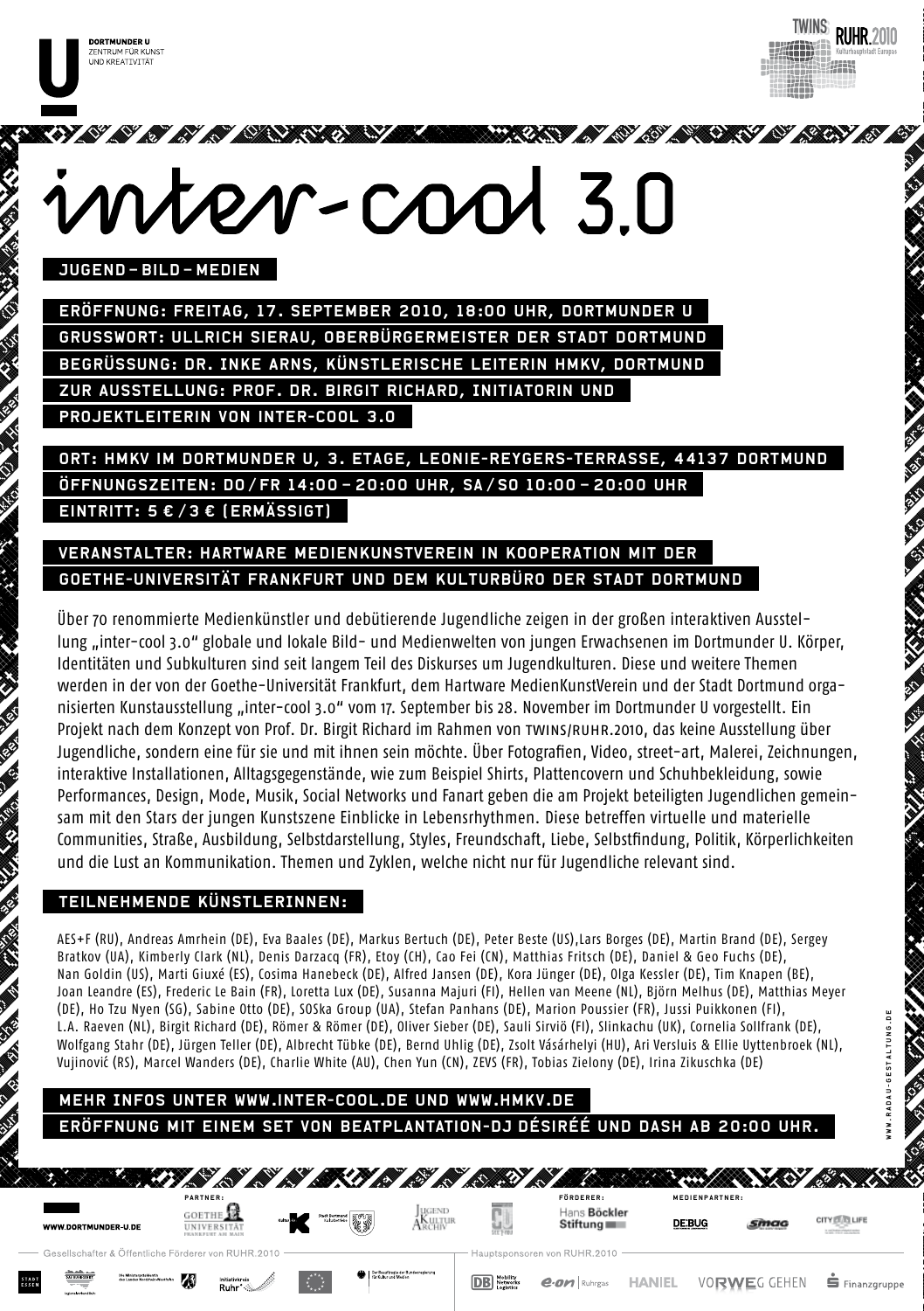DORTMUNDER U
ZENTRUM FÜR KUNST
UND KREATIVITÄT

TWINS RUHR.2010 Kulturhauptstadt Europas

# inter-cool 3.0

**JUGEND – BILD – MEDIEN**

**ERÖFFNUNG: FREITAG, 17. SEPTEMBER 2010, 18:00 UHR, DORTMUNDER U**
**GRUSSWORT: ULLRICH SIERAU, OBERBÜRGERMEISTER DER STADT DORTMUND**
**BEGRÜSSUNG: DR. INKE ARNS, KÜNSTLERISCHE LEITERIN HMKV, DORTMUND**
**ZUR AUSSTELLUNG: PROF. DR. BIRGIT RICHARD, INITIATORIN UND PROJEKTLEITERIN VON INTER-COOL 3.0**

**ORT: HMKV IM DORTMUNDER U, 3. ETAGE, LEONIE-REYGERS-TERRASSE, 44137 DORTMUND**
**ÖFFNUNGSZEITEN: DO / FR 14:00 – 20:00 UHR, SA / SO 10:00 – 20:00 UHR**
**EINTRITT: 5 € / 3 € (ERMÄSSIGT)**

**VERANSTALTER: HARTWARE MEDIENKUNSTVEREIN IN KOOPERATION MIT DER GOETHE-UNIVERSITÄT FRANKFURT UND DEM KULTURBÜRO DER STADT DORTMUND**

Über 70 renommierte Medienkünstler und debütierende Jugendliche zeigen in der großen interaktiven Ausstellung „inter-cool 3.0" globale und lokale Bild- und Medienwelten von jungen Erwachsenen im Dortmunder U. Körper, Identitäten und Subkulturen sind seit langem Teil des Diskurses um Jugendkulturen. Diese und weitere Themen werden in der von der Goethe-Universität Frankfurt, dem Hartware MedienKunstVerein und der Stadt Dortmund organisierten Kunstausstellung „inter-cool 3.0" vom 17. September bis 28. November im Dortmunder U vorgestellt. Ein Projekt nach dem Konzept von Prof. Dr. Birgit Richard im Rahmen von TWINS/RUHR.2010, das keine Ausstellung über Jugendliche, sondern eine für sie und mit ihnen sein möchte. Über Fotografien, Video, street-art, Malerei, Zeichnungen, interaktive Installationen, Alltagsgegenstände, wie zum Beispiel Shirts, Plattencovern und Schuhbekleidung, sowie Performances, Design, Mode, Musik, Social Networks und Fanart geben die am Projekt beteiligten Jugendlichen gemeinsam mit den Stars der jungen Kunstszene Einblicke in Lebensrhythmen. Diese betreffen virtuelle und materielle Communities, Straße, Ausbildung, Selbstdarstellung, Styles, Freundschaft, Liebe, Selbstfindung, Politik, Körperlichkeiten und die Lust an Kommunikation. Themen und Zyklen, welche nicht nur für Jugendliche relevant sind.

## TEILNEHMENDE KÜNSTLERINNEN:

AES+F (RU), Andreas Amrhein (DE), Eva Baales (DE), Markus Bertuch (DE), Peter Beste (US),Lars Borges (DE), Martin Brand (DE), Sergey Bratkov (UA), Kimberly Clark (NL), Denis Darzacq (FR), Etoy (CH), Cao Fei (CN), Matthias Fritsch (DE), Daniel & Geo Fuchs (DE), Nan Goldin (US), Marti Giuxé (ES), Cosima Hanebeck (DE), Alfred Jansen (DE), Kora Jünger (DE), Olga Kessler (DE), Tim Knapen (BE), Joan Leandre (ES), Frederic Le Bain (FR), Loretta Lux (DE), Susanna Majuri (FI), Hellen van Meene (NL), Björn Melhus (DE), Matthias Meyer (DE), Ho Tzu Nyen (SG), Sabine Otto (DE), SOSka Group (UA), Stefan Panhans (DE), Marion Poussier (FR), Jussi Puikkonen (FI), L.A. Raeven (NL), Birgit Richard (DE), Römer & Römer (DE), Oliver Sieber (DE), Sauli Sirviö (FI), Slinkachu (UK), Cornelia Sollfrank (DE), Wolfgang Stahr (DE), Jürgen Teller (DE), Albrecht Tübke (DE), Bernd Uhlig (DE), Zsolt Vásárhelyi (HU), Ari Versluis & Ellie Uyttenbroek (NL), Vujinović (RS), Marcel Wanders (DE), Charlie White (AU), Chen Yun (CN), ZEVS (FR), Tobias Zielony (DE), Irina Zikuschka (DE)

**MEHR INFOS UNTER WWW.INTER-COOL.DE UND WWW.HMKV.DE**
**ERÖFFNUNG MIT EINEM SET VON BEATPLANTATION-DJ DÉSIRÉÉ UND DASH AB 20:00 UHR.**

WWW.RADAU-GESTALTUNG.DE

WWW.DORTMUNDER-U.DE

PARTNER: GOETHE UNIVERSITÄT FRANKFURT AM MAIN · Stadt Dortmund Kulturbüro · JUGEND KULTUR ARCHIV

FÖRDERER: Hans Böckler Stiftung

MEDIENPARTNER: DE:BUG · Smag · CITY LIFE

Gesellschafter & Öffentliche Förderer von RUHR.2010 — STADT ESSEN · initiativkreis Ruhr

Hauptsponsoren von RUHR.2010 — DB Mobility Networks Logistics · e·on Ruhrgas · HANIEL · VORWEG GEHEN · Finanzgruppe